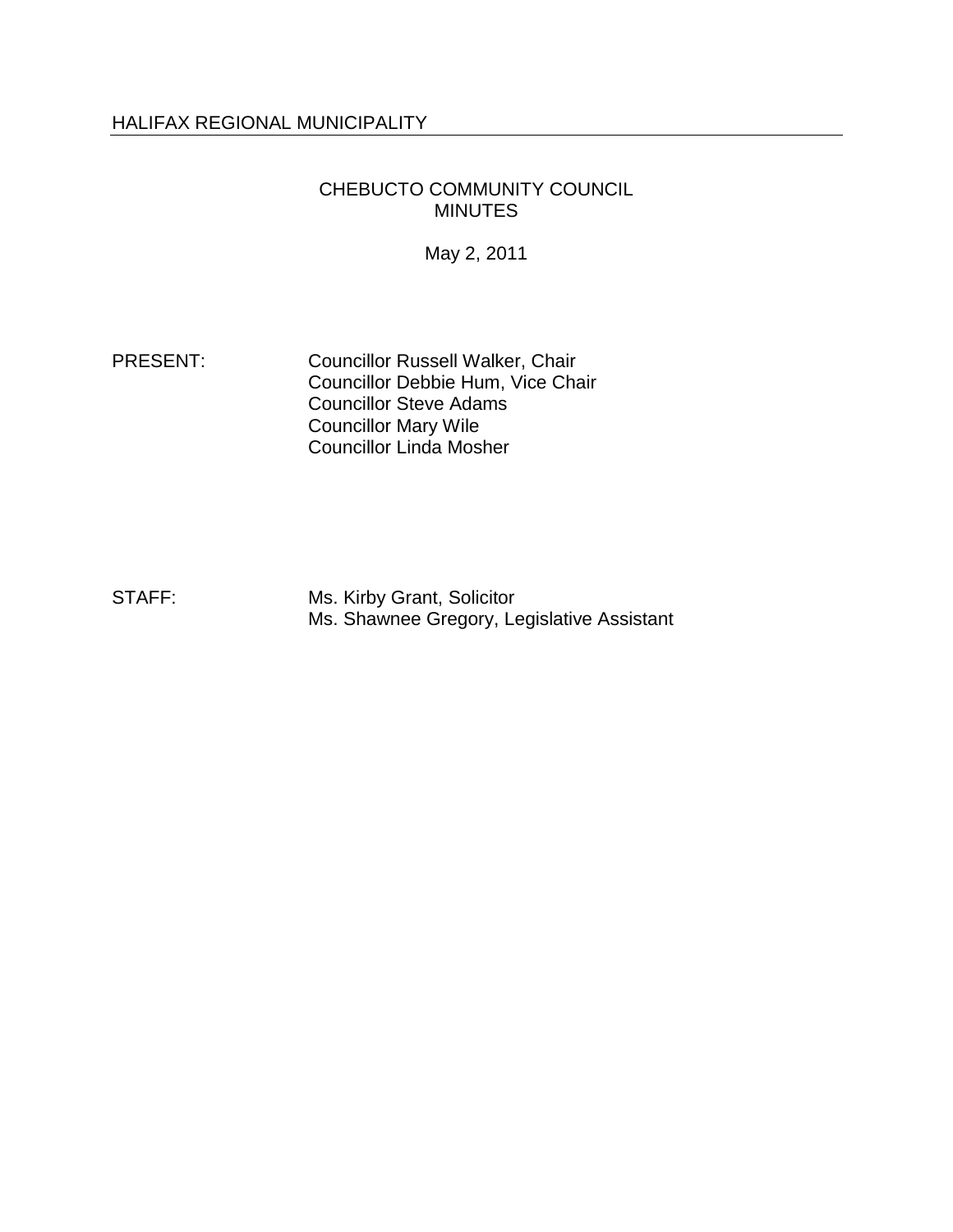HALIFAX REGIONAL MUNICIPALITY

# CHEBUCTO COMMUNITY COUNCIL
# MINUTES

May 2, 2011

PRESENT: Councillor Russell Walker, Chair
Councillor Debbie Hum, Vice Chair
Councillor Steve Adams
Councillor Mary Wile
Councillor Linda Mosher

STAFF: Ms. Kirby Grant, Solicitor
Ms. Shawnee Gregory, Legislative Assistant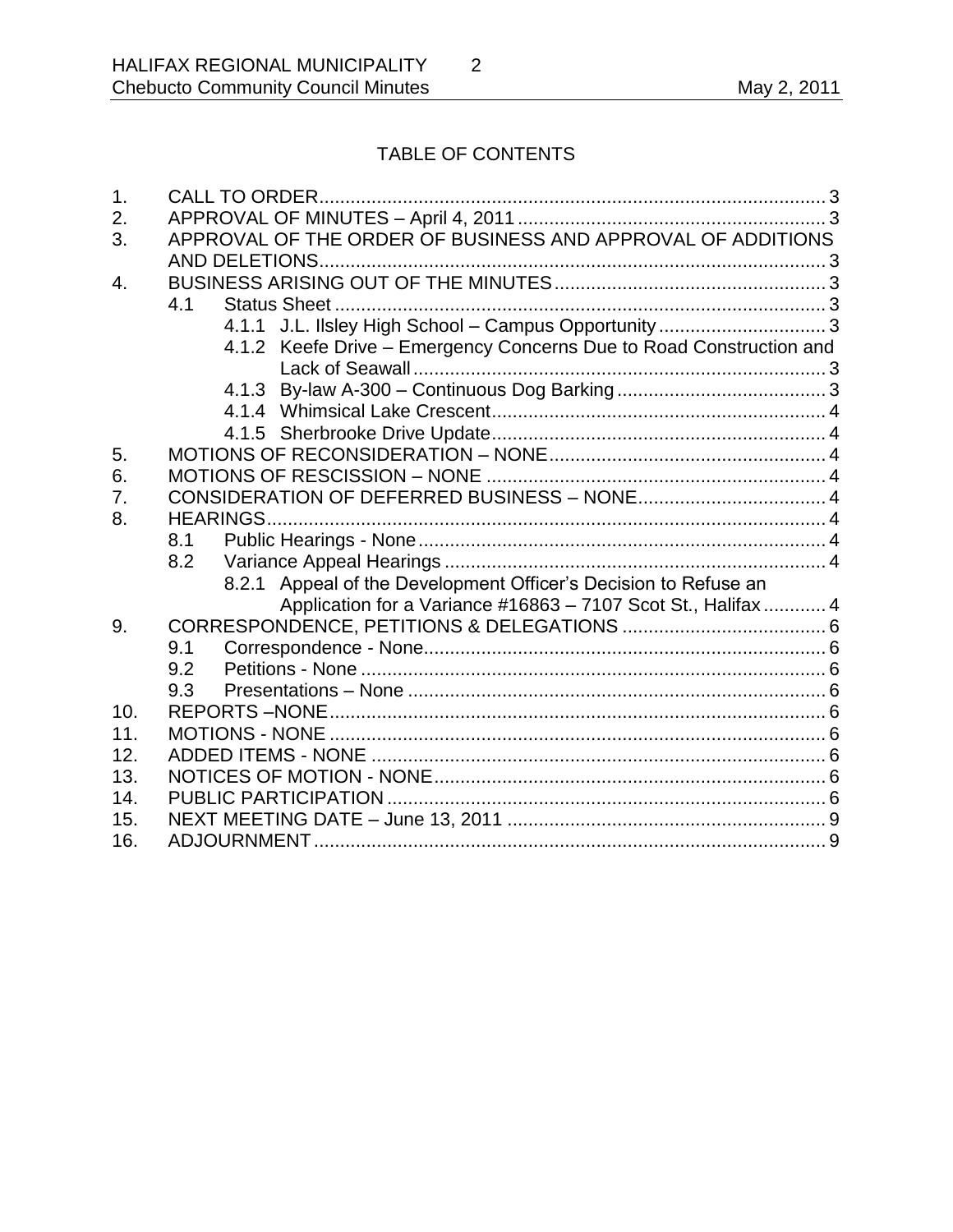## TABLE OF CONTENTS

1. CALL TO ORDER ..... 3
2. APPROVAL OF MINUTES – April 4, 2011 ..... 3
3. APPROVAL OF THE ORDER OF BUSINESS AND APPROVAL OF ADDITIONS AND DELETIONS ..... 3
4. BUSINESS ARISING OUT OF THE MINUTES ..... 3
   - 4.1 Status Sheet ..... 3
     - 4.1.1 J.L. Ilsley High School – Campus Opportunity ..... 3
     - 4.1.2 Keefe Drive – Emergency Concerns Due to Road Construction and Lack of Seawall ..... 3
     - 4.1.3 By-law A-300 – Continuous Dog Barking ..... 3
     - 4.1.4 Whimsical Lake Crescent ..... 4
     - 4.1.5 Sherbrooke Drive Update ..... 4
5. MOTIONS OF RECONSIDERATION – NONE ..... 4
6. MOTIONS OF RESCISSION – NONE ..... 4
7. CONSIDERATION OF DEFERRED BUSINESS – NONE ..... 4
8. HEARINGS ..... 4
   - 8.1 Public Hearings - None ..... 4
   - 8.2 Variance Appeal Hearings ..... 4
     - 8.2.1 Appeal of the Development Officer's Decision to Refuse an Application for a Variance #16863 – 7107 Scot St., Halifax ..... 4
9. CORRESPONDENCE, PETITIONS & DELEGATIONS ..... 6
   - 9.1 Correspondence - None ..... 6
   - 9.2 Petitions - None ..... 6
   - 9.3 Presentations – None ..... 6
10. REPORTS –NONE ..... 6
11. MOTIONS - NONE ..... 6
12. ADDED ITEMS - NONE ..... 6
13. NOTICES OF MOTION - NONE ..... 6
14. PUBLIC PARTICIPATION ..... 6
15. NEXT MEETING DATE – June 13, 2011 ..... 9
16. ADJOURNMENT ..... 9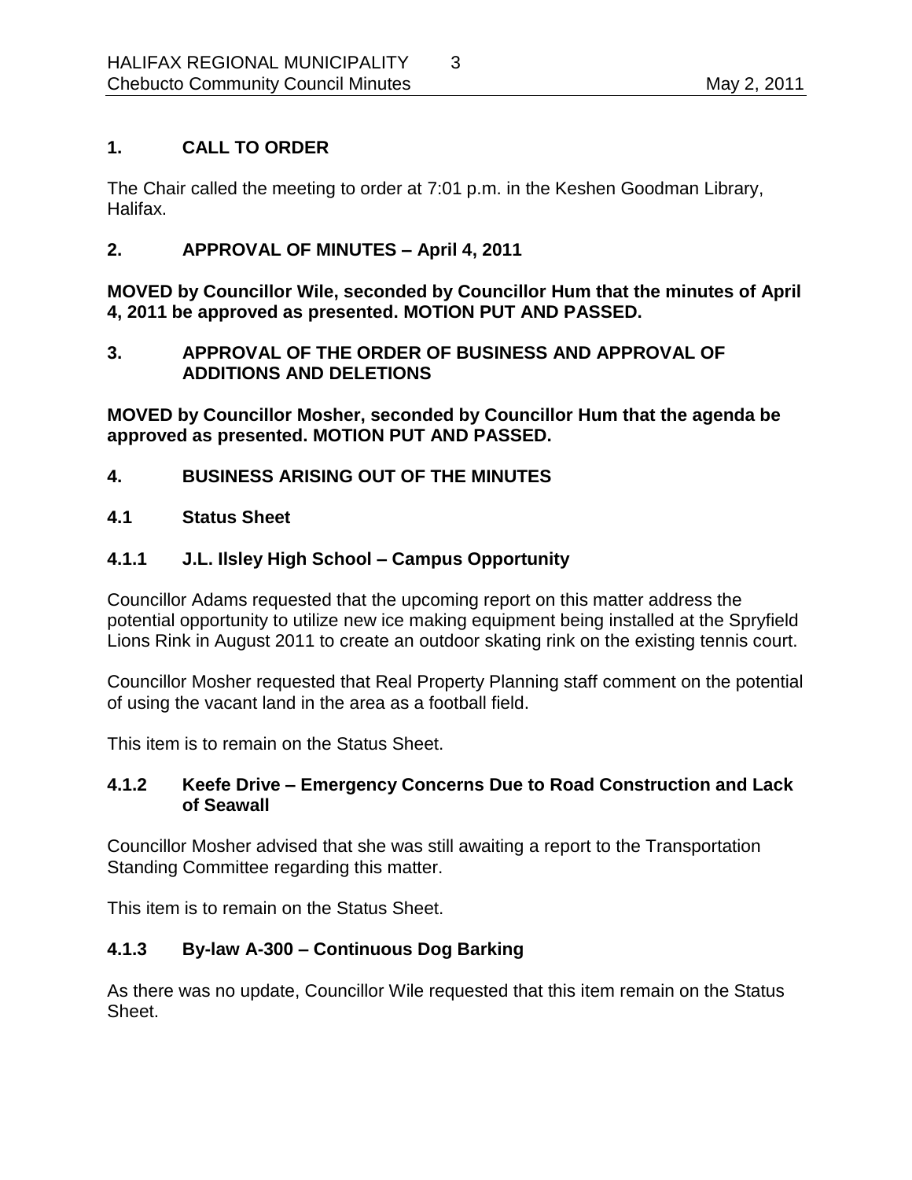## 1. CALL TO ORDER

The Chair called the meeting to order at 7:01 p.m. in the Keshen Goodman Library, Halifax.

## 2. APPROVAL OF MINUTES – April 4, 2011

**MOVED by Councillor Wile, seconded by Councillor Hum that the minutes of April 4, 2011 be approved as presented. MOTION PUT AND PASSED.**

## 3. APPROVAL OF THE ORDER OF BUSINESS AND APPROVAL OF ADDITIONS AND DELETIONS

**MOVED by Councillor Mosher, seconded by Councillor Hum that the agenda be approved as presented. MOTION PUT AND PASSED.**

## 4. BUSINESS ARISING OUT OF THE MINUTES

### 4.1 Status Sheet

### 4.1.1 J.L. Ilsley High School – Campus Opportunity

Councillor Adams requested that the upcoming report on this matter address the potential opportunity to utilize new ice making equipment being installed at the Spryfield Lions Rink in August 2011 to create an outdoor skating rink on the existing tennis court.

Councillor Mosher requested that Real Property Planning staff comment on the potential of using the vacant land in the area as a football field.

This item is to remain on the Status Sheet.

### 4.1.2 Keefe Drive – Emergency Concerns Due to Road Construction and Lack of Seawall

Councillor Mosher advised that she was still awaiting a report to the Transportation Standing Committee regarding this matter.

This item is to remain on the Status Sheet.

### 4.1.3 By-law A-300 – Continuous Dog Barking

As there was no update, Councillor Wile requested that this item remain on the Status Sheet.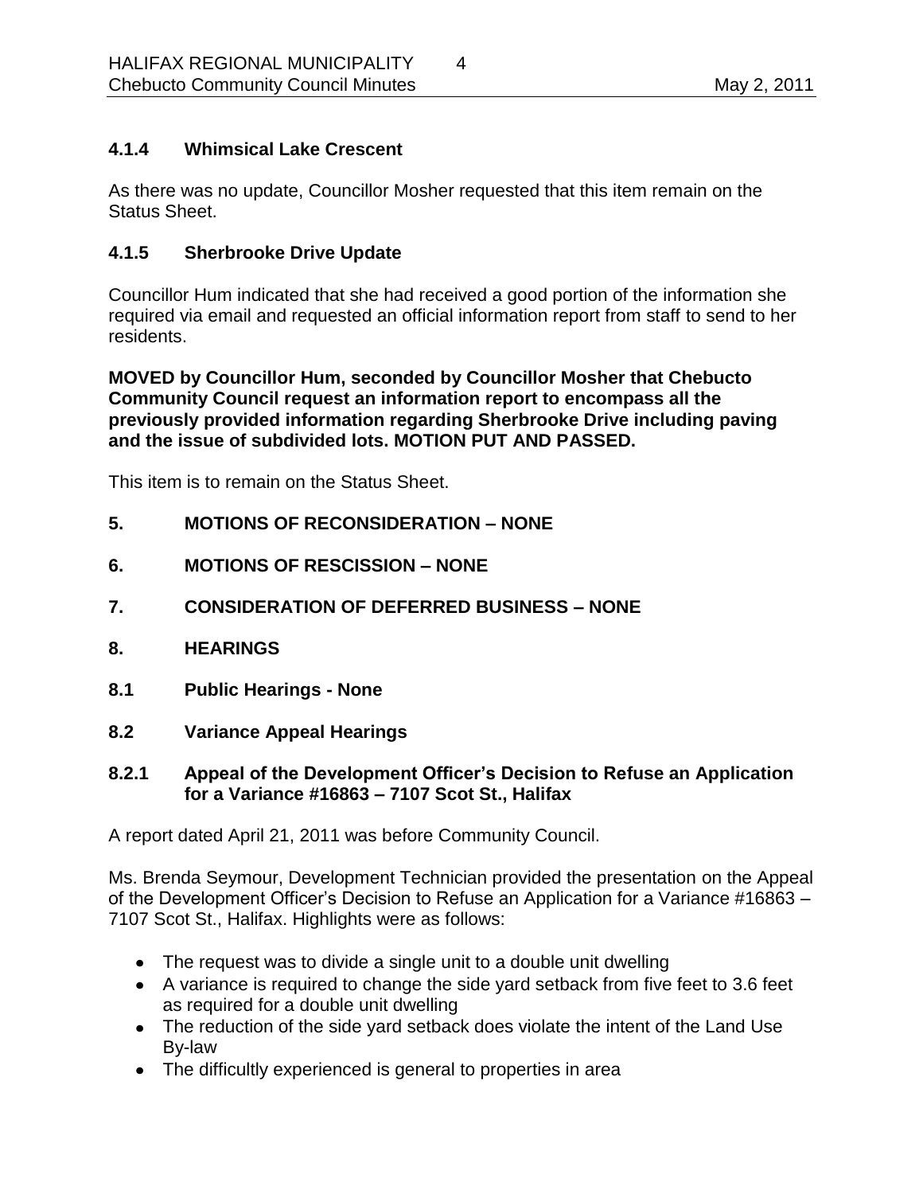### 4.1.4 Whimsical Lake Crescent

As there was no update, Councillor Mosher requested that this item remain on the Status Sheet.

### 4.1.5 Sherbrooke Drive Update

Councillor Hum indicated that she had received a good portion of the information she required via email and requested an official information report from staff to send to her residents.

**MOVED by Councillor Hum, seconded by Councillor Mosher that Chebucto Community Council request an information report to encompass all the previously provided information regarding Sherbrooke Drive including paving and the issue of subdivided lots. MOTION PUT AND PASSED.**

This item is to remain on the Status Sheet.

## 5. MOTIONS OF RECONSIDERATION – NONE

## 6. MOTIONS OF RESCISSION – NONE

## 7. CONSIDERATION OF DEFERRED BUSINESS – NONE

## 8. HEARINGS

### 8.1 Public Hearings - None

### 8.2 Variance Appeal Hearings

### 8.2.1 Appeal of the Development Officer's Decision to Refuse an Application for a Variance #16863 – 7107 Scot St., Halifax

A report dated April 21, 2011 was before Community Council.

Ms. Brenda Seymour, Development Technician provided the presentation on the Appeal of the Development Officer's Decision to Refuse an Application for a Variance #16863 – 7107 Scot St., Halifax. Highlights were as follows:

- The request was to divide a single unit to a double unit dwelling
- A variance is required to change the side yard setback from five feet to 3.6 feet as required for a double unit dwelling
- The reduction of the side yard setback does violate the intent of the Land Use By-law
- The difficultly experienced is general to properties in area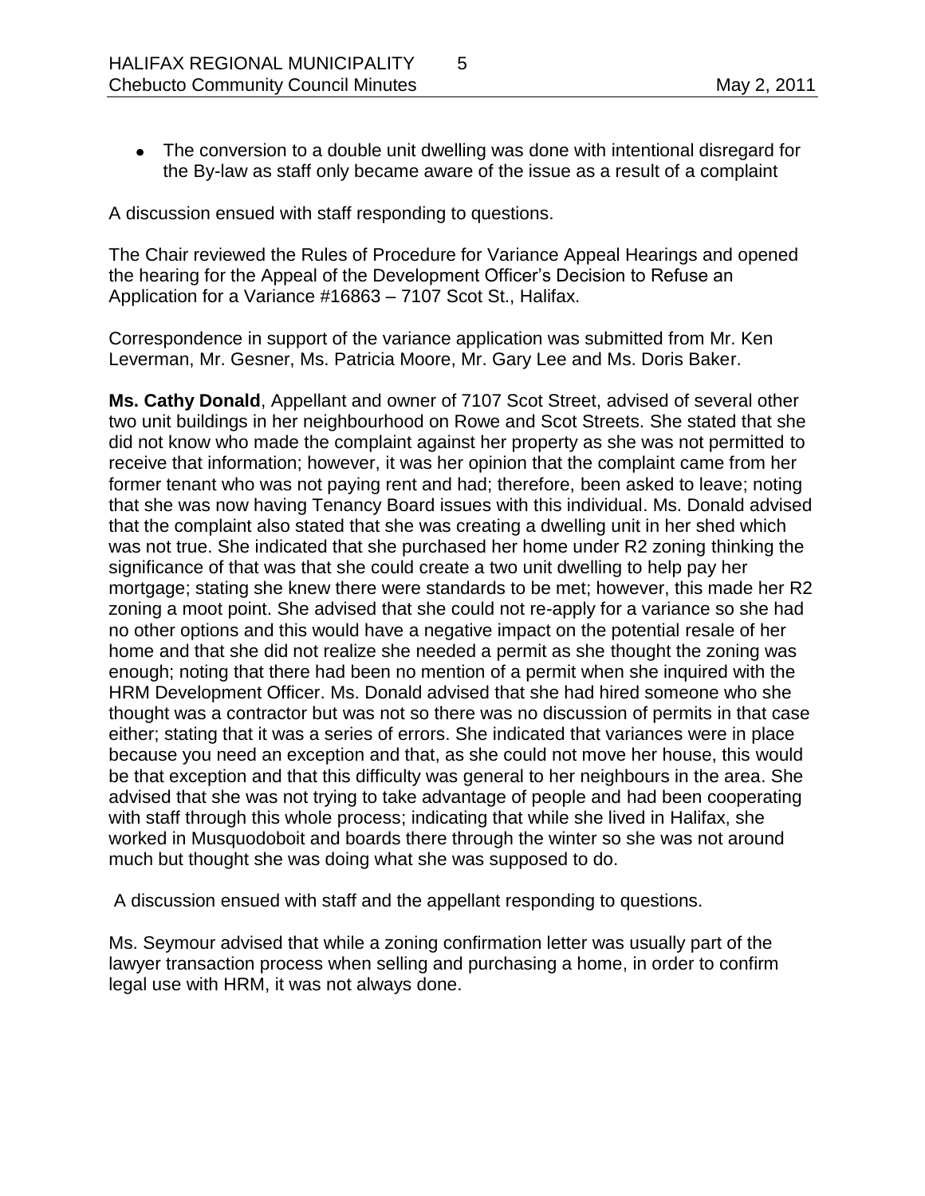- The conversion to a double unit dwelling was done with intentional disregard for the By-law as staff only became aware of the issue as a result of a complaint

A discussion ensued with staff responding to questions.

The Chair reviewed the Rules of Procedure for Variance Appeal Hearings and opened the hearing for the Appeal of the Development Officer's Decision to Refuse an Application for a Variance #16863 – 7107 Scot St., Halifax.

Correspondence in support of the variance application was submitted from Mr. Ken Leverman, Mr. Gesner, Ms. Patricia Moore, Mr. Gary Lee and Ms. Doris Baker.

**Ms. Cathy Donald**, Appellant and owner of 7107 Scot Street, advised of several other two unit buildings in her neighbourhood on Rowe and Scot Streets. She stated that she did not know who made the complaint against her property as she was not permitted to receive that information; however, it was her opinion that the complaint came from her former tenant who was not paying rent and had; therefore, been asked to leave; noting that she was now having Tenancy Board issues with this individual. Ms. Donald advised that the complaint also stated that she was creating a dwelling unit in her shed which was not true. She indicated that she purchased her home under R2 zoning thinking the significance of that was that she could create a two unit dwelling to help pay her mortgage; stating she knew there were standards to be met; however, this made her R2 zoning a moot point. She advised that she could not re-apply for a variance so she had no other options and this would have a negative impact on the potential resale of her home and that she did not realize she needed a permit as she thought the zoning was enough; noting that there had been no mention of a permit when she inquired with the HRM Development Officer. Ms. Donald advised that she had hired someone who she thought was a contractor but was not so there was no discussion of permits in that case either; stating that it was a series of errors. She indicated that variances were in place because you need an exception and that, as she could not move her house, this would be that exception and that this difficulty was general to her neighbours in the area. She advised that she was not trying to take advantage of people and had been cooperating with staff through this whole process; indicating that while she lived in Halifax, she worked in Musquodoboit and boards there through the winter so she was not around much but thought she was doing what she was supposed to do.

A discussion ensued with staff and the appellant responding to questions.

Ms. Seymour advised that while a zoning confirmation letter was usually part of the lawyer transaction process when selling and purchasing a home, in order to confirm legal use with HRM, it was not always done.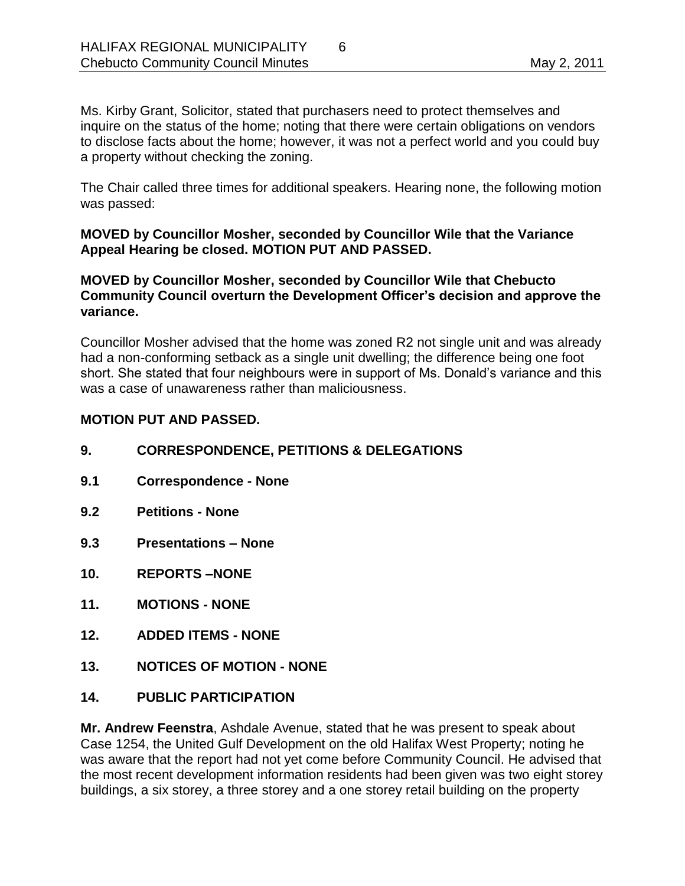Ms. Kirby Grant, Solicitor, stated that purchasers need to protect themselves and inquire on the status of the home; noting that there were certain obligations on vendors to disclose facts about the home; however, it was not a perfect world and you could buy a property without checking the zoning.

The Chair called three times for additional speakers. Hearing none, the following motion was passed:

**MOVED by Councillor Mosher, seconded by Councillor Wile that the Variance Appeal Hearing be closed. MOTION PUT AND PASSED.**

**MOVED by Councillor Mosher, seconded by Councillor Wile that Chebucto Community Council overturn the Development Officer's decision and approve the variance.**

Councillor Mosher advised that the home was zoned R2 not single unit and was already had a non-conforming setback as a single unit dwelling; the difference being one foot short. She stated that four neighbours were in support of Ms. Donald's variance and this was a case of unawareness rather than maliciousness.

**MOTION PUT AND PASSED.**

## 9. CORRESPONDENCE, PETITIONS & DELEGATIONS

### 9.1 Correspondence - None

### 9.2 Petitions - None

### 9.3 Presentations – None

## 10. REPORTS –NONE

## 11. MOTIONS - NONE

## 12. ADDED ITEMS - NONE

## 13. NOTICES OF MOTION - NONE

## 14. PUBLIC PARTICIPATION

**Mr. Andrew Feenstra**, Ashdale Avenue, stated that he was present to speak about Case 1254, the United Gulf Development on the old Halifax West Property; noting he was aware that the report had not yet come before Community Council. He advised that the most recent development information residents had been given was two eight storey buildings, a six storey, a three storey and a one storey retail building on the property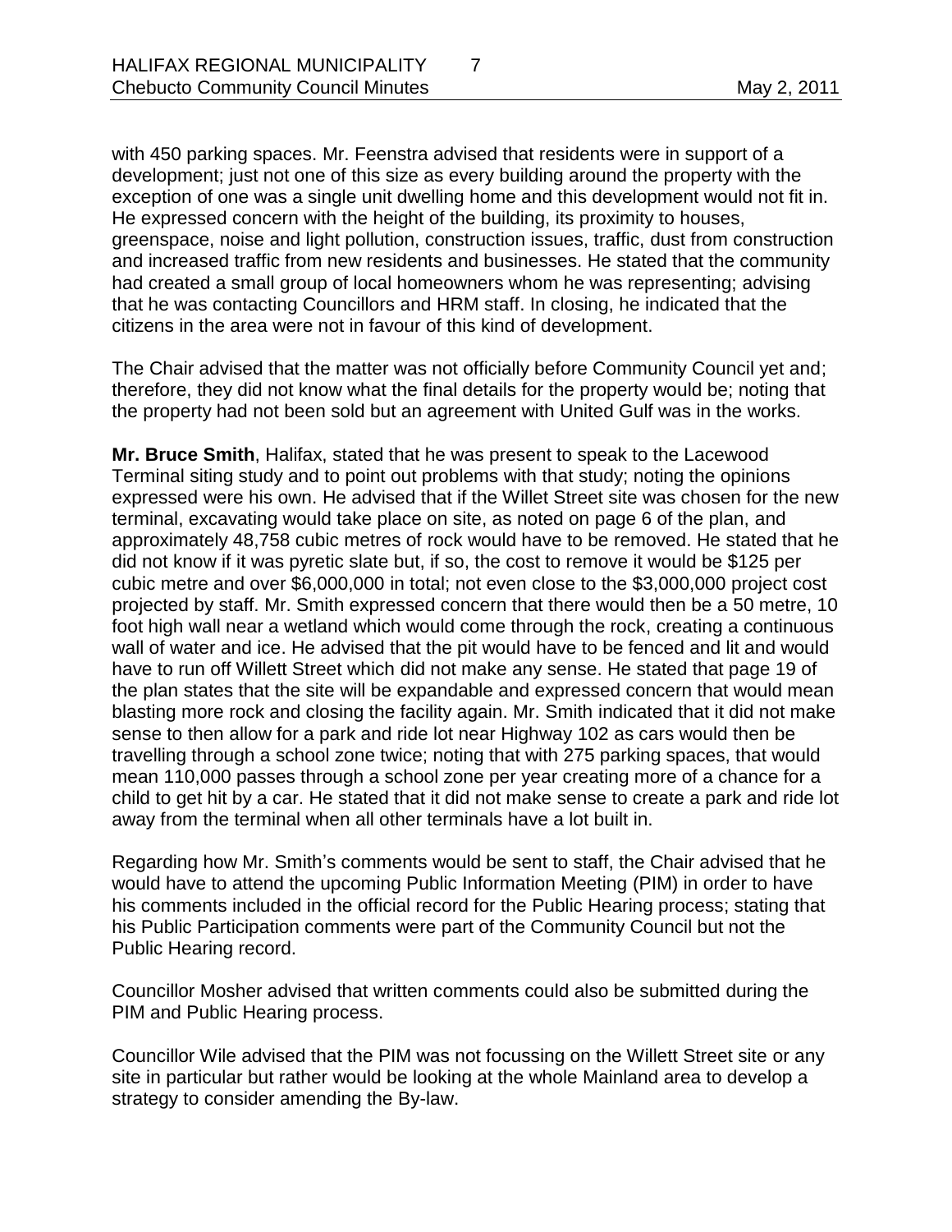with 450 parking spaces. Mr. Feenstra advised that residents were in support of a development; just not one of this size as every building around the property with the exception of one was a single unit dwelling home and this development would not fit in. He expressed concern with the height of the building, its proximity to houses, greenspace, noise and light pollution, construction issues, traffic, dust from construction and increased traffic from new residents and businesses. He stated that the community had created a small group of local homeowners whom he was representing; advising that he was contacting Councillors and HRM staff. In closing, he indicated that the citizens in the area were not in favour of this kind of development.

The Chair advised that the matter was not officially before Community Council yet and; therefore, they did not know what the final details for the property would be; noting that the property had not been sold but an agreement with United Gulf was in the works.

**Mr. Bruce Smith**, Halifax, stated that he was present to speak to the Lacewood Terminal siting study and to point out problems with that study; noting the opinions expressed were his own. He advised that if the Willet Street site was chosen for the new terminal, excavating would take place on site, as noted on page 6 of the plan, and approximately 48,758 cubic metres of rock would have to be removed. He stated that he did not know if it was pyretic slate but, if so, the cost to remove it would be $125 per cubic metre and over $6,000,000 in total; not even close to the $3,000,000 project cost projected by staff. Mr. Smith expressed concern that there would then be a 50 metre, 10 foot high wall near a wetland which would come through the rock, creating a continuous wall of water and ice. He advised that the pit would have to be fenced and lit and would have to run off Willett Street which did not make any sense. He stated that page 19 of the plan states that the site will be expandable and expressed concern that would mean blasting more rock and closing the facility again. Mr. Smith indicated that it did not make sense to then allow for a park and ride lot near Highway 102 as cars would then be travelling through a school zone twice; noting that with 275 parking spaces, that would mean 110,000 passes through a school zone per year creating more of a chance for a child to get hit by a car. He stated that it did not make sense to create a park and ride lot away from the terminal when all other terminals have a lot built in.

Regarding how Mr. Smith's comments would be sent to staff, the Chair advised that he would have to attend the upcoming Public Information Meeting (PIM) in order to have his comments included in the official record for the Public Hearing process; stating that his Public Participation comments were part of the Community Council but not the Public Hearing record.

Councillor Mosher advised that written comments could also be submitted during the PIM and Public Hearing process.

Councillor Wile advised that the PIM was not focussing on the Willett Street site or any site in particular but rather would be looking at the whole Mainland area to develop a strategy to consider amending the By-law.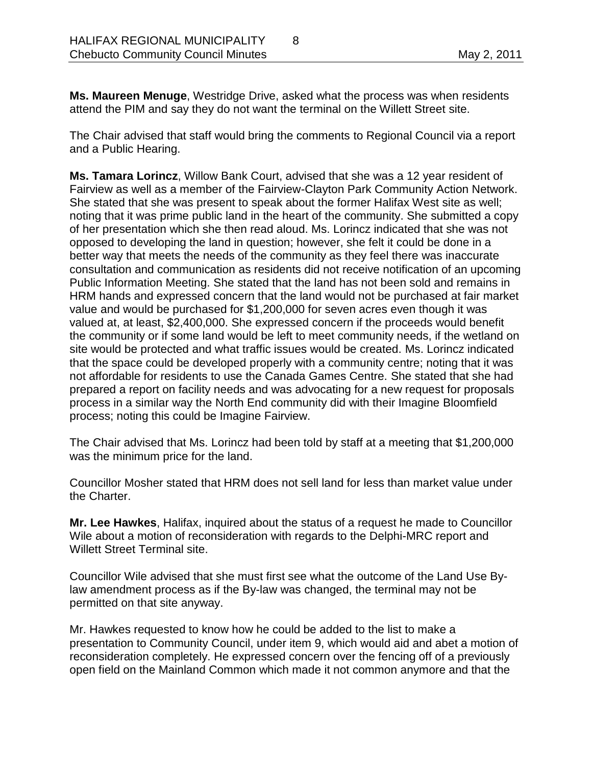**Ms. Maureen Menuge**, Westridge Drive, asked what the process was when residents attend the PIM and say they do not want the terminal on the Willett Street site.

The Chair advised that staff would bring the comments to Regional Council via a report and a Public Hearing.

**Ms. Tamara Lorincz**, Willow Bank Court, advised that she was a 12 year resident of Fairview as well as a member of the Fairview-Clayton Park Community Action Network. She stated that she was present to speak about the former Halifax West site as well; noting that it was prime public land in the heart of the community. She submitted a copy of her presentation which she then read aloud. Ms. Lorincz indicated that she was not opposed to developing the land in question; however, she felt it could be done in a better way that meets the needs of the community as they feel there was inaccurate consultation and communication as residents did not receive notification of an upcoming Public Information Meeting. She stated that the land has not been sold and remains in HRM hands and expressed concern that the land would not be purchased at fair market value and would be purchased for $1,200,000 for seven acres even though it was valued at, at least, $2,400,000. She expressed concern if the proceeds would benefit the community or if some land would be left to meet community needs, if the wetland on site would be protected and what traffic issues would be created. Ms. Lorincz indicated that the space could be developed properly with a community centre; noting that it was not affordable for residents to use the Canada Games Centre. She stated that she had prepared a report on facility needs and was advocating for a new request for proposals process in a similar way the North End community did with their Imagine Bloomfield process; noting this could be Imagine Fairview.

The Chair advised that Ms. Lorincz had been told by staff at a meeting that $1,200,000 was the minimum price for the land.

Councillor Mosher stated that HRM does not sell land for less than market value under the Charter.

**Mr. Lee Hawkes**, Halifax, inquired about the status of a request he made to Councillor Wile about a motion of reconsideration with regards to the Delphi-MRC report and Willett Street Terminal site.

Councillor Wile advised that she must first see what the outcome of the Land Use By-law amendment process as if the By-law was changed, the terminal may not be permitted on that site anyway.

Mr. Hawkes requested to know how he could be added to the list to make a presentation to Community Council, under item 9, which would aid and abet a motion of reconsideration completely. He expressed concern over the fencing off of a previously open field on the Mainland Common which made it not common anymore and that the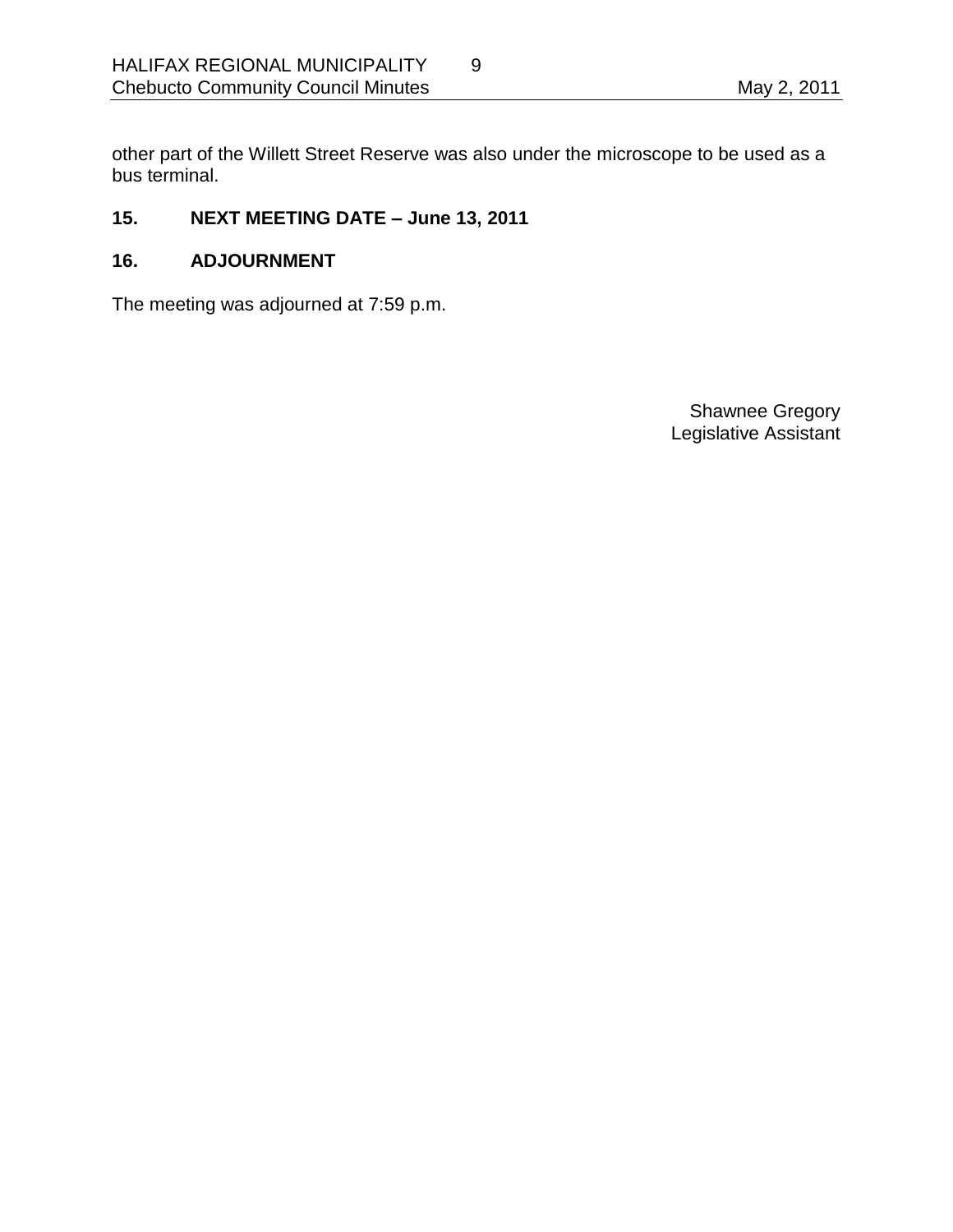other part of the Willett Street Reserve was also under the microscope to be used as a bus terminal.

## 15. NEXT MEETING DATE – June 13, 2011

## 16. ADJOURNMENT

The meeting was adjourned at 7:59 p.m.

Shawnee Gregory
Legislative Assistant